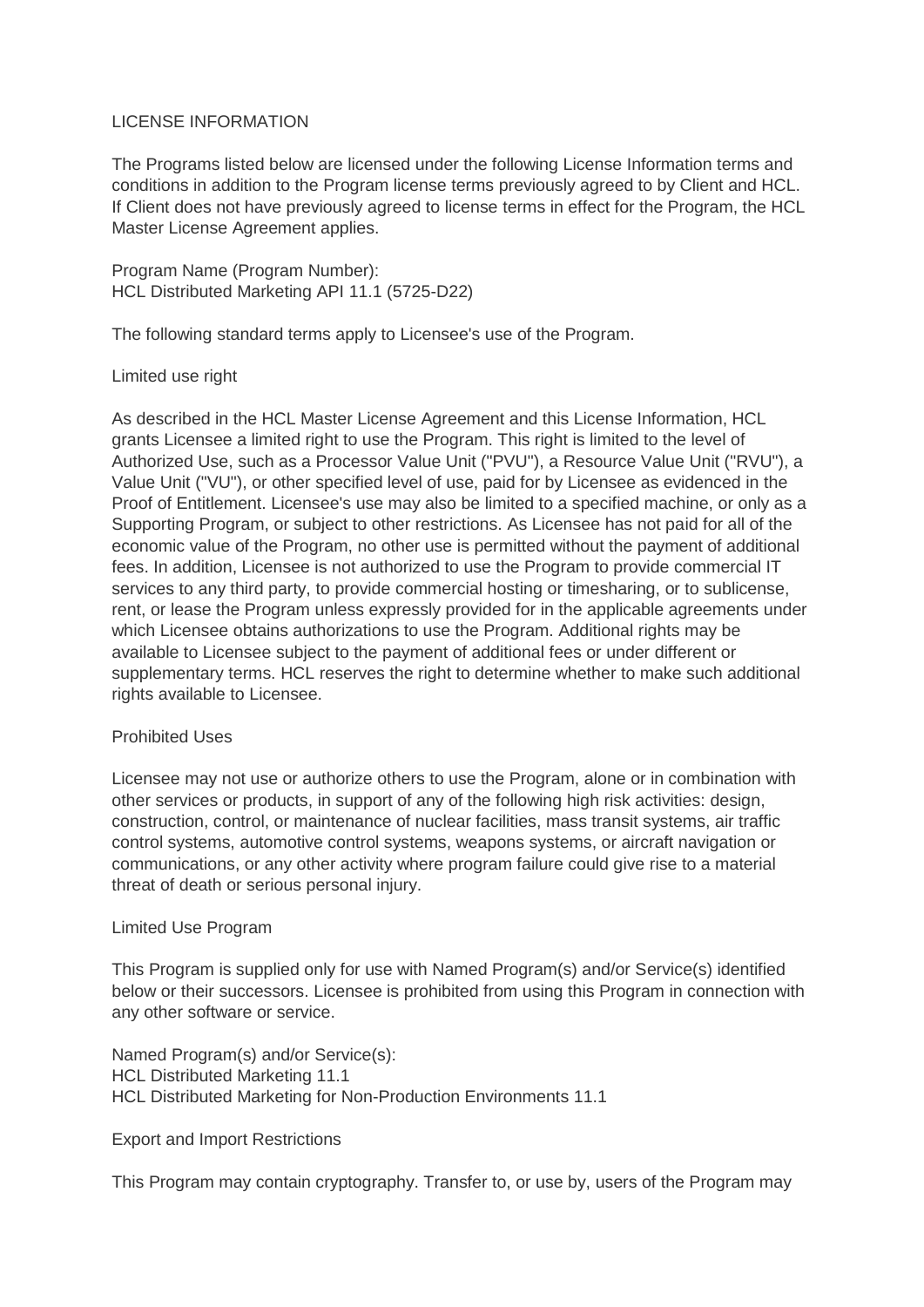# LICENSE INFORMATION

The Programs listed below are licensed under the following License Information terms and conditions in addition to the Program license terms previously agreed to by Client and HCL. If Client does not have previously agreed to license terms in effect for the Program, the HCL Master License Agreement applies.

Program Name (Program Number):
HCL Distributed Marketing API 11.1 (5725-D22)

The following standard terms apply to Licensee's use of the Program.

## Limited use right

As described in the HCL Master License Agreement and this License Information, HCL grants Licensee a limited right to use the Program. This right is limited to the level of Authorized Use, such as a Processor Value Unit ("PVU"), a Resource Value Unit ("RVU"), a Value Unit ("VU"), or other specified level of use, paid for by Licensee as evidenced in the Proof of Entitlement. Licensee's use may also be limited to a specified machine, or only as a Supporting Program, or subject to other restrictions. As Licensee has not paid for all of the economic value of the Program, no other use is permitted without the payment of additional fees. In addition, Licensee is not authorized to use the Program to provide commercial IT services to any third party, to provide commercial hosting or timesharing, or to sublicense, rent, or lease the Program unless expressly provided for in the applicable agreements under which Licensee obtains authorizations to use the Program. Additional rights may be available to Licensee subject to the payment of additional fees or under different or supplementary terms. HCL reserves the right to determine whether to make such additional rights available to Licensee.

## Prohibited Uses

Licensee may not use or authorize others to use the Program, alone or in combination with other services or products, in support of any of the following high risk activities: design, construction, control, or maintenance of nuclear facilities, mass transit systems, air traffic control systems, automotive control systems, weapons systems, or aircraft navigation or communications, or any other activity where program failure could give rise to a material threat of death or serious personal injury.

## Limited Use Program

This Program is supplied only for use with Named Program(s) and/or Service(s) identified below or their successors. Licensee is prohibited from using this Program in connection with any other software or service.

Named Program(s) and/or Service(s):
HCL Distributed Marketing 11.1
HCL Distributed Marketing for Non-Production Environments 11.1

## Export and Import Restrictions

This Program may contain cryptography. Transfer to, or use by, users of the Program may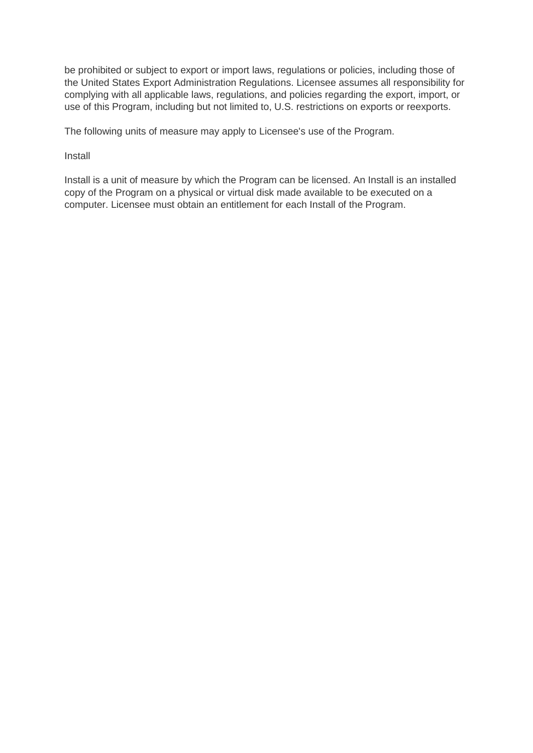be prohibited or subject to export or import laws, regulations or policies, including those of the United States Export Administration Regulations. Licensee assumes all responsibility for complying with all applicable laws, regulations, and policies regarding the export, import, or use of this Program, including but not limited to, U.S. restrictions on exports or reexports.

The following units of measure may apply to Licensee's use of the Program.

Install

Install is a unit of measure by which the Program can be licensed. An Install is an installed copy of the Program on a physical or virtual disk made available to be executed on a computer. Licensee must obtain an entitlement for each Install of the Program.